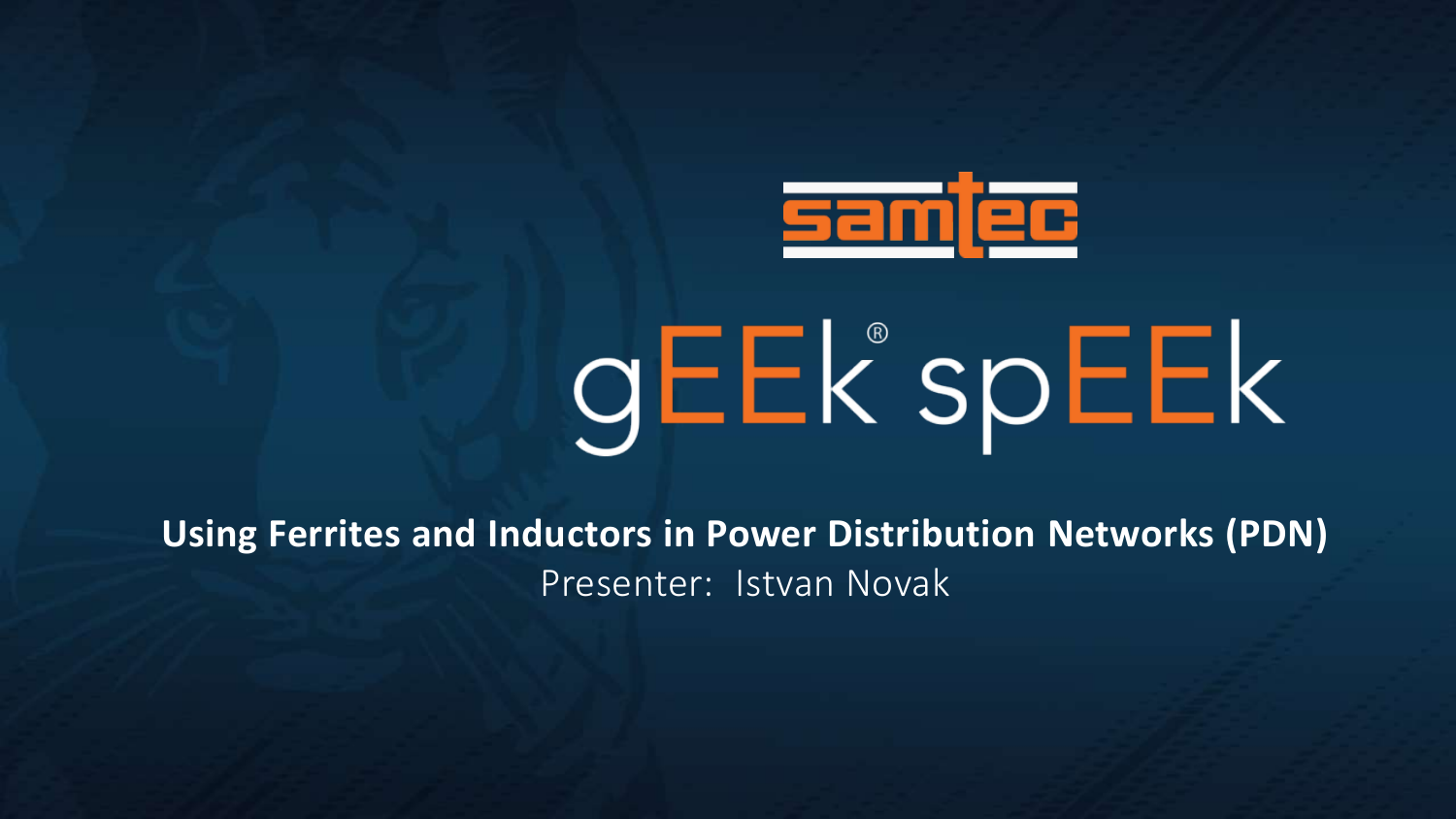samtec

gEEk® spEEk

**Using Ferrites and Inductors in Power Distribution Networks (PDN)**

Presenter: Istvan Novak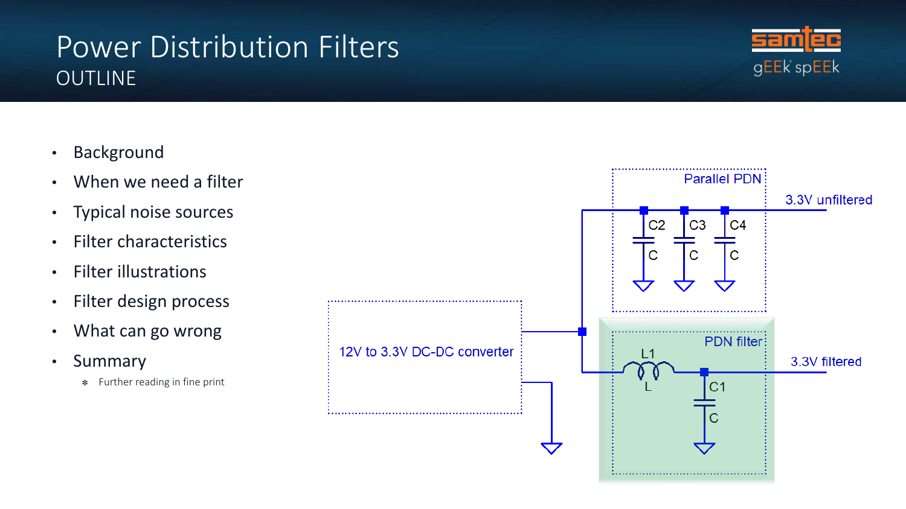# Power Distribution Filters

## OUTLINE

- Background
- When we need a filter
- Typical noise sources
- Filter characteristics
- Filter illustrations
- Filter design process
- What can go wrong
- Summary
  - * Further reading in fine print

Parallel PDN

3.3V unfiltered

C2 C C3 C C4 C

12V to 3.3V DC-DC converter

PDN filter

L1 L

C1 C

3.3V filtered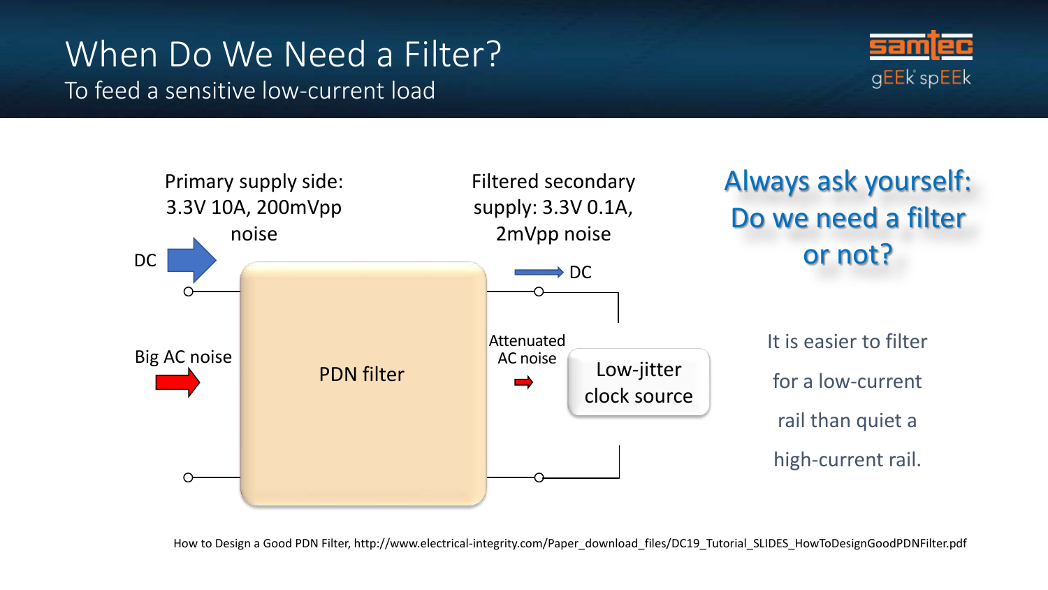# When Do We Need a Filter?

## To feed a sensitive low-current load

Primary supply side: 3.3V 10A, 200mVpp noise

Filtered secondary supply: 3.3V 0.1A, 2mVpp noise

DC

Big AC noise

PDN filter

DC

Attenuated AC noise

Low-jitter clock source

**Always ask yourself: Do we need a filter or not?**

It is easier to filter for a low-current rail than quiet a high-current rail.

How to Design a Good PDN Filter, http://www.electrical-integrity.com/Paper_download_files/DC19_Tutorial_SLIDES_HowToDesignGoodPDNFilter.pdf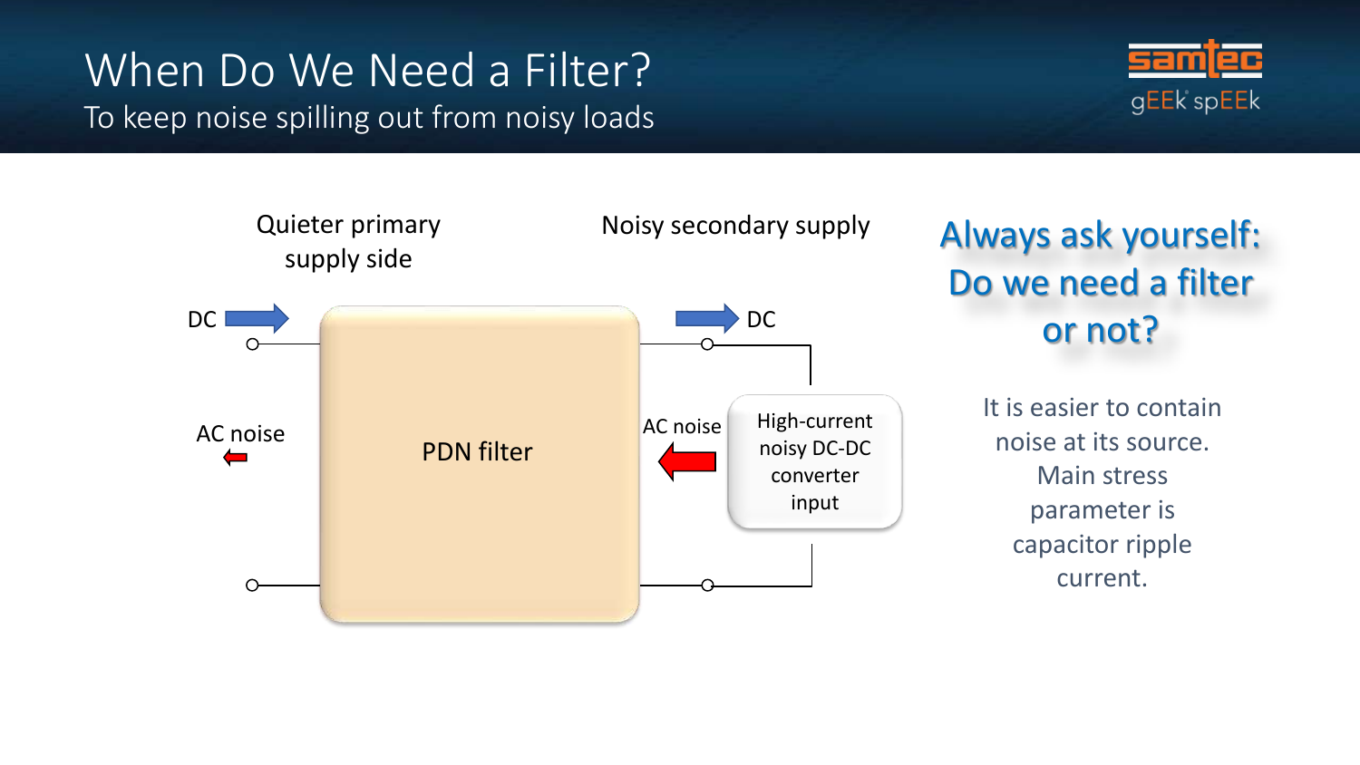# When Do We Need a Filter?

To keep noise spilling out from noisy loads

Quieter primary supply side

Noisy secondary supply

DC

DC

AC noise

AC noise

PDN filter

High-current noisy DC-DC converter input

## Always ask yourself: Do we need a filter or not?

It is easier to contain noise at its source. Main stress parameter is capacitor ripple current.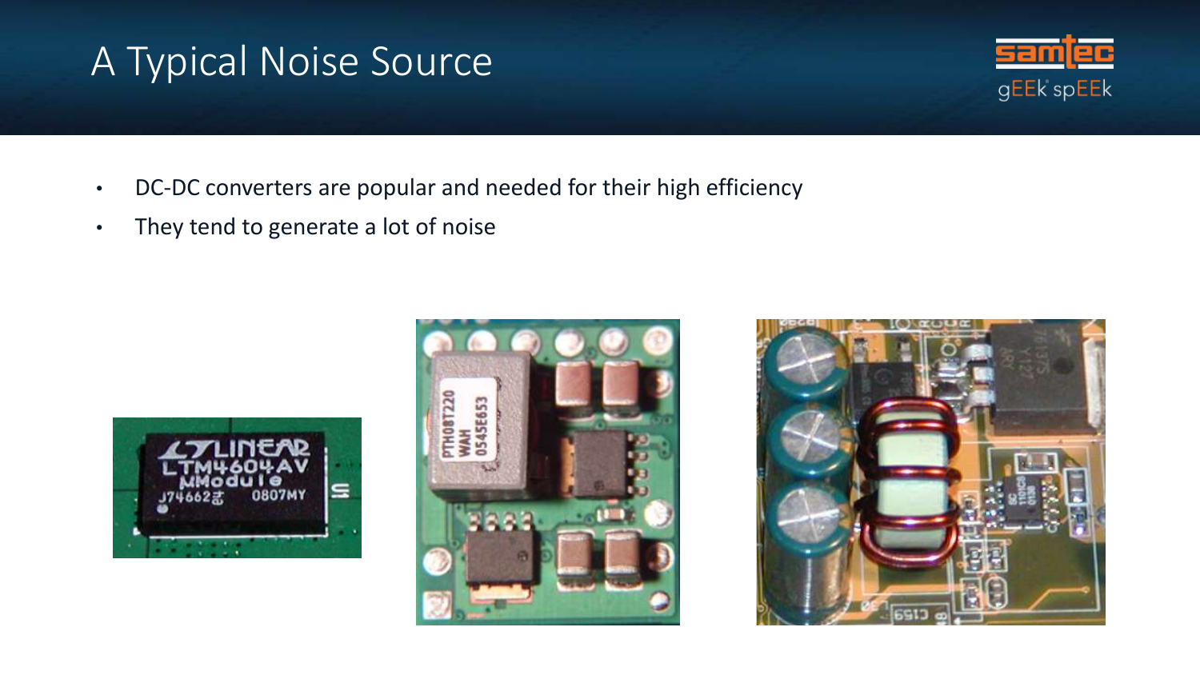# A Typical Noise Source

- DC-DC converters are popular and needed for their high efficiency
- They tend to generate a lot of noise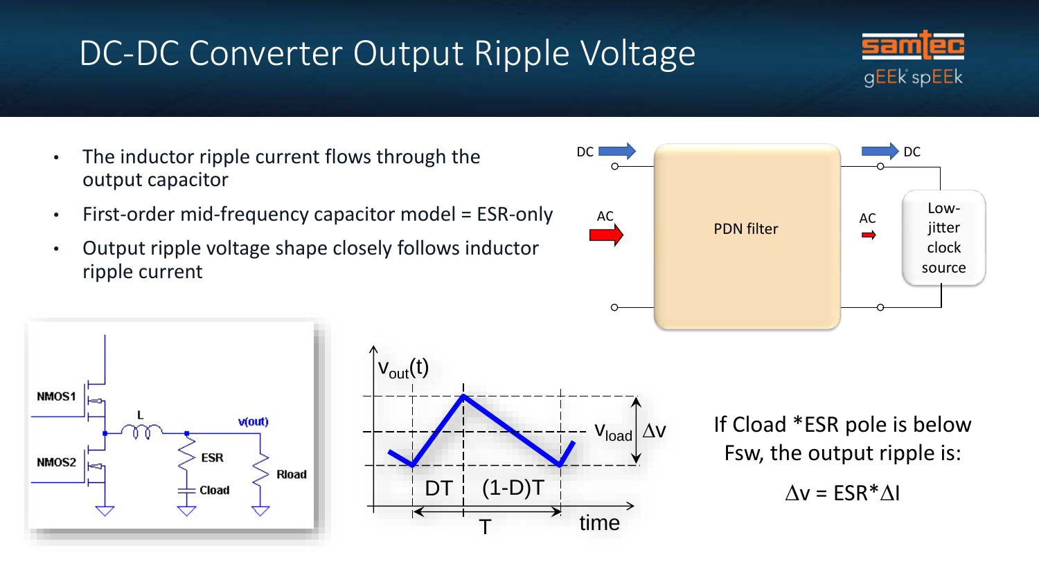# DC-DC Converter Output Ripple Voltage

- The inductor ripple current flows through the output capacitor
- First-order mid-frequency capacitor model = ESR-only
- Output ripple voltage shape closely follows inductor ripple current

If Cload *ESR pole is below Fsw, the output ripple is:

$$\Delta v = ESR * \Delta I$$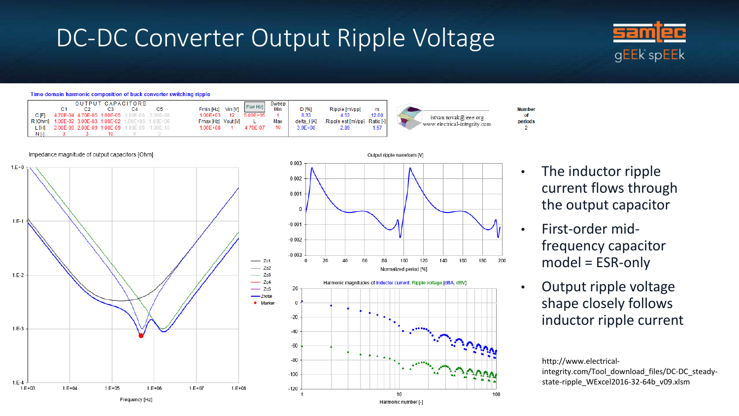# DC-DC Converter Output Ripple Voltage

Time-domain harmonic composition of buck converter switching ripple

| OUTPUT CAPACITORS | C1 | C2 | C3 | C4 | C5 |
|---|---|---|---|---|---|
| C [F] | 4.70E-04 | 4.70E-05 | 1.00E-05 | 1.00E-06 | 3.00E-09 |
| R [Ohm] | 1.00E-02 | 3.00E-03 | 1.00E-02 | 1.00E+06 | 1.00E+06 |
| L [H] | 2.00E-09 | 2.00E-09 | 1.00E-09 | 1.00E-09 | 1.00E-10 |
| N [-] | 3 | 3 | 10 | 0 | 0 |

| Fmin [Hz] | Vin [V] | Fsw [Hz] | Sweep Min | D [%] | Ripple [mVpp] | m |
|---|---|---|---|---|---|---|
| 1.00E+03 | 12 | 5.00E+05 | 1 | 8.33 | 4.53 | 12.00 |
| **Fmax [Hz]** | **Vout [V]** | **L** | **Max** | **delta_I [A]** | **Ripple est [mVpp]** | **Ratio [-]** |
| 1.00E+08 | 1 | 4.70E-07 | 10 | 3.9E+00 | 2.89 | 1.57 |

istvan.novak@ieee.org
www.electrical-integrity.com

Number of periods: 2

- The inductor ripple current flows through the output capacitor
- First-order mid-frequency capacitor model = ESR-only
- Output ripple voltage shape closely follows inductor ripple current

http://www.electrical-integrity.com/Tool_download_files/DC-DC_steady-state-ripple_WExcel2016-32-64b_v09.xlsm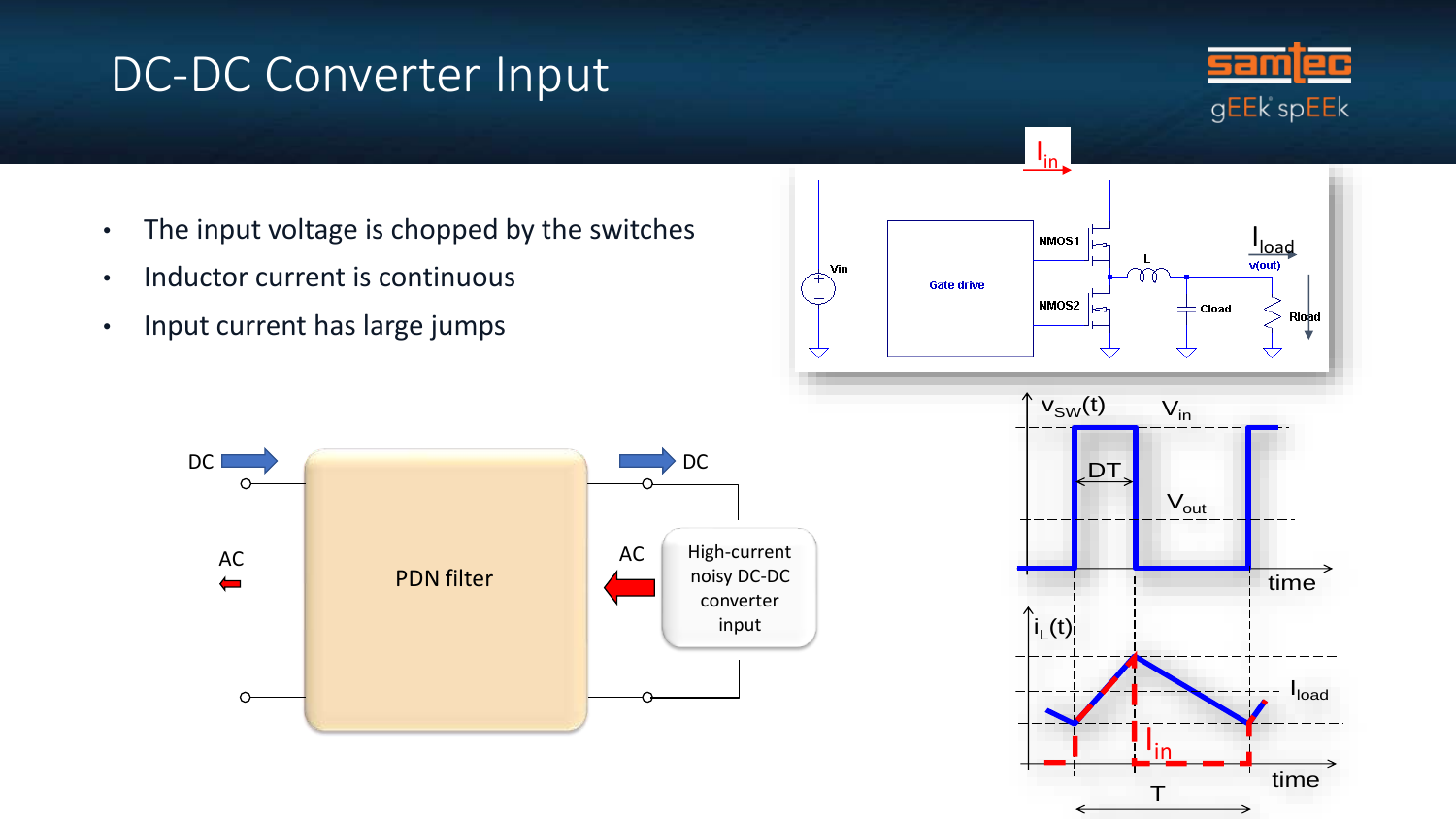# DC-DC Converter Input

- The input voltage is chopped by the switches
- Inductor current is continuous
- Input current has large jumps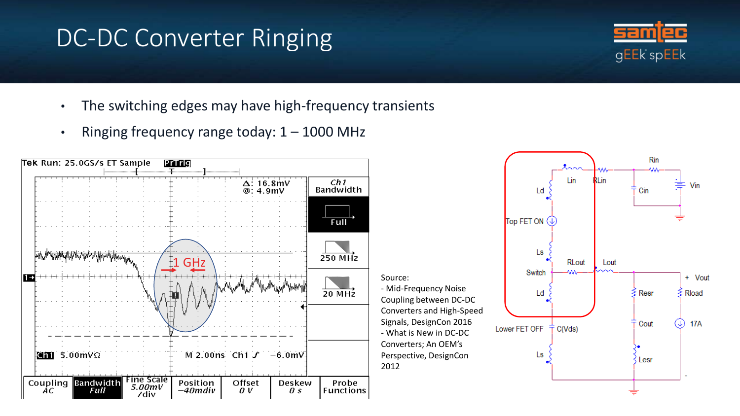# DC-DC Converter Ringing

- The switching edges may have high-frequency transients
- Ringing frequency range today: 1 – 1000 MHz

Source:
- Mid-Frequency Noise Coupling between DC-DC Converters and High-Speed Signals, DesignCon 2016
- What is New in DC-DC Converters; An OEM's Perspective, DesignCon 2012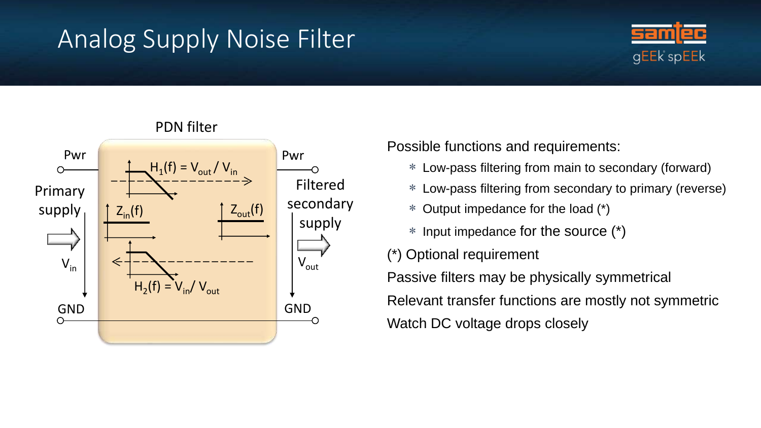# Analog Supply Noise Filter

PDN filter

Pwr

Primary supply

$V_{in}$

GND

$H_1(f) = V_{out} / V_{in}$

$Z_{in}(f)$

$Z_{out}(f)$

$H_2(f) = V_{in} / V_{out}$

Pwr

Filtered secondary supply

$V_{out}$

GND

Possible functions and requirements:

- Low-pass filtering from main to secondary (forward)
- Low-pass filtering from secondary to primary (reverse)
- Output impedance for the load (*)
- Input impedance for the source (*)

(*) Optional requirement

Passive filters may be physically symmetrical

Relevant transfer functions are mostly not symmetric

Watch DC voltage drops closely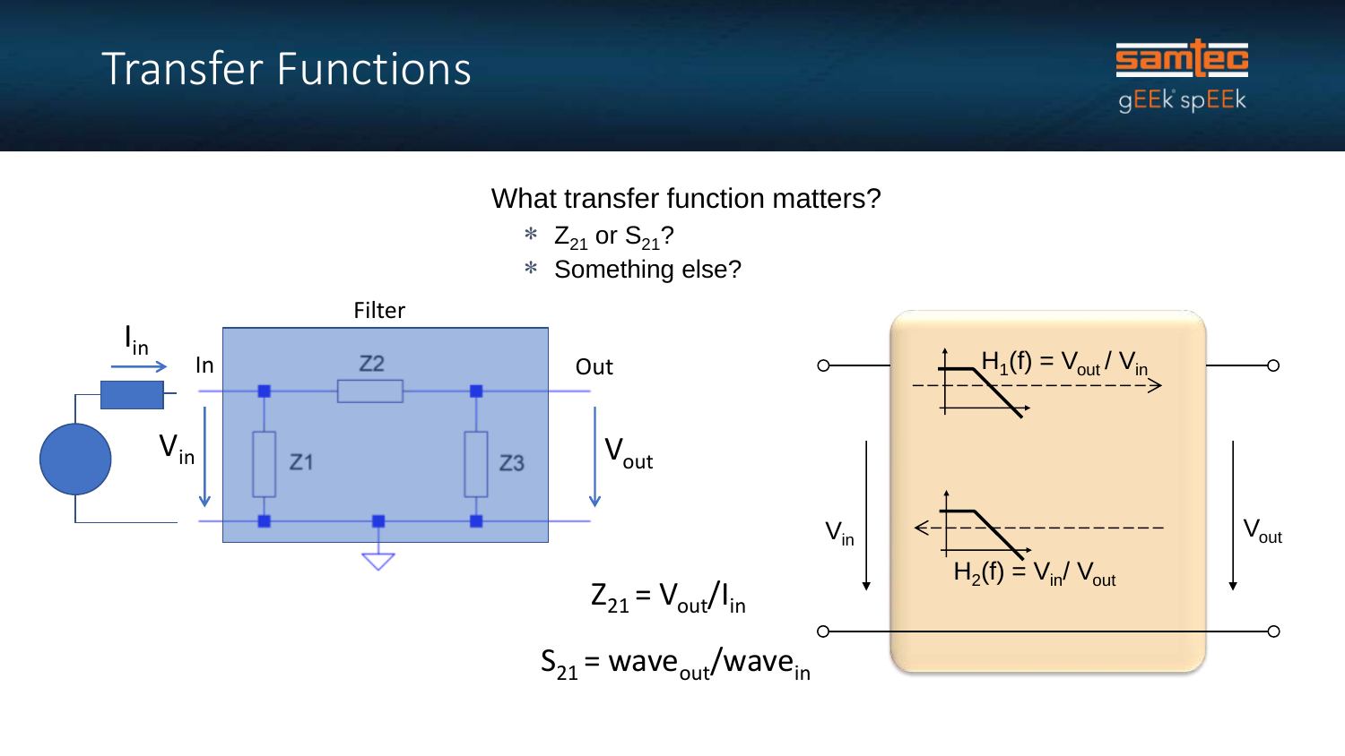# Transfer Functions

What transfer function matters?

- $Z_{21}$ or $S_{21}$?
- Something else?

Filter

$I_{in}$ In Out

Z2 Z1 Z3

$V_{in}$ $V_{out}$

$H_1(f) = V_{out} / V_{in}$

$H_2(f) = V_{in} / V_{out}$

$Z_{21} = V_{out}/I_{in}$

$S_{21} = wave_{out}/wave_{in}$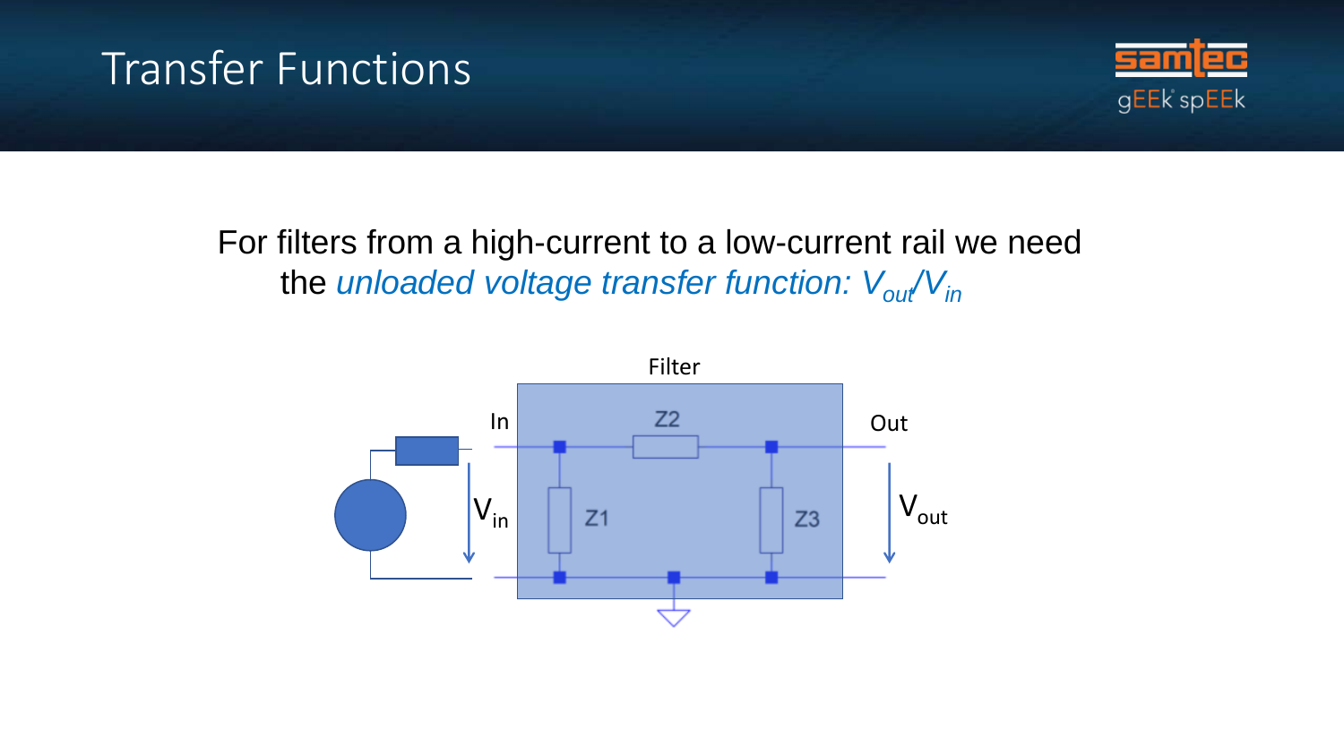# Transfer Functions

For filters from a high-current to a low-current rail we need the *unloaded voltage transfer function: $V_{out}/V_{in}$*

Filter

In

Out

Z2

Z1

Z3

$V_{in}$

$V_{out}$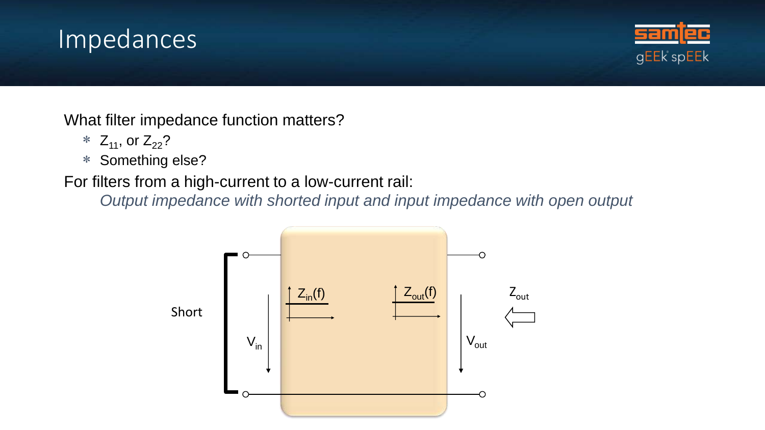# Impedances

What filter impedance function matters?

* $Z_{11}$, or $Z_{22}$?
* Something else?

For filters from a high-current to a low-current rail:

*Output impedance with shorted input and input impedance with open output*

Short

$V_{in}$

$Z_{in}(f)$

$Z_{out}(f)$

$V_{out}$

$Z_{out}$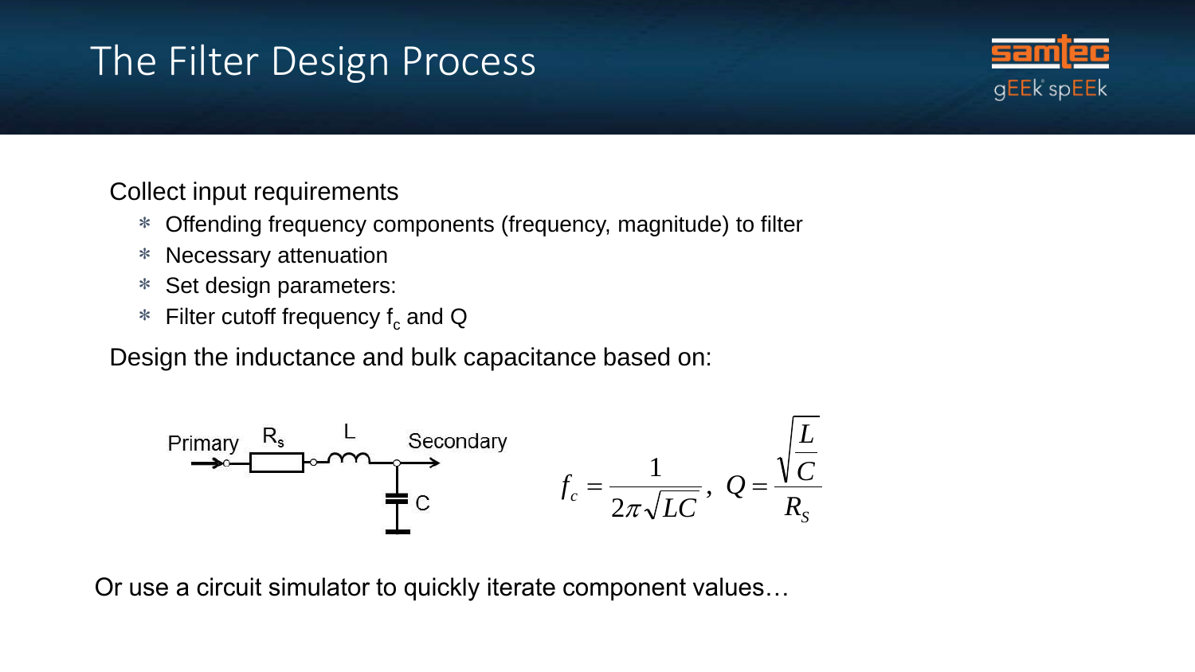# The Filter Design Process

Collect input requirements

- Offending frequency components (frequency, magnitude) to filter
- Necessary attenuation
- Set design parameters:
- Filter cutoff frequency $f_c$ and Q

Design the inductance and bulk capacitance based on:

Primary $R_s$ L Secondary C

$$f_c = \frac{1}{2\pi\sqrt{LC}}, \quad Q = \frac{\sqrt{\frac{L}{C}}}{R_S}$$

Or use a circuit simulator to quickly iterate component values…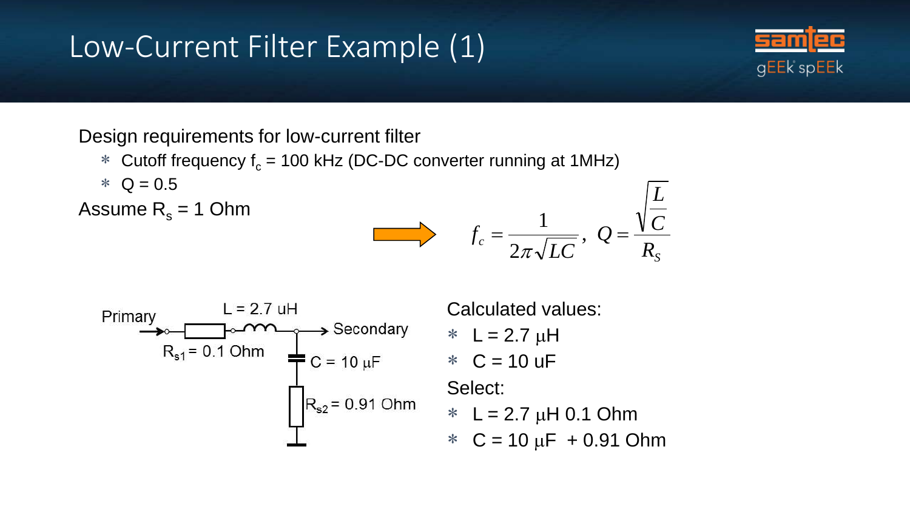# Low-Current Filter Example (1)

Design requirements for low-current filter

- Cutoff frequency $f_c$ = 100 kHz (DC-DC converter running at 1MHz)
- Q = 0.5

Assume $R_s$ = 1 Ohm

$$f_c = \frac{1}{2\pi\sqrt{LC}}, \; Q = \frac{\sqrt{\frac{L}{C}}}{R_S}$$

Primary → $R_{s1}$ = 0.1 Ohm, L = 2.7 uH → Secondary; C = 10 μF, $R_{s2}$ = 0.91 Ohm

Calculated values:

- L = 2.7 μH
- C = 10 uF

Select:

- L = 2.7 μH 0.1 Ohm
- C = 10 μF + 0.91 Ohm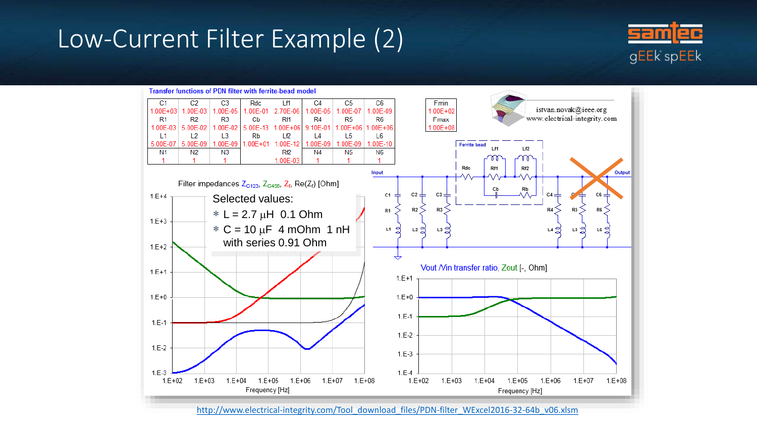# Low-Current Filter Example (2)

Transfer functions of PDN filter with ferrite-bead model

| C1 | C2 | C3 | Rdc | Lf1 | C4 | C5 | C6 |
|---|---|---|---|---|---|---|---|
| 1.00E+03 | 1.00E-03 | 1.00E-05 | 1.00E-01 | 2.70E-06 | 1.00E-05 | 1.00E-07 | 1.00E-09 |
| R1 | R2 | R3 | Cb | Rf1 | R4 | R5 | R6 |
| 1.00E-03 | 5.00E-02 | 1.00E-02 | 5.00E-13 | 1.00E+06 | 9.10E-01 | 1.00E+06 | 1.00E+06 |
| L1 | L2 | L3 | Rb | Lf2 | L4 | L5 | L6 |
| 5.00E-07 | 5.00E-09 | 1.00E-09 | 1.00E+01 | 1.00E-12 | 1.00E-09 | 1.00E-09 | 1.00E-10 |
| N1 | N2 | N3 | | Rf2 | N4 | N5 | N6 |
| 1 | 1 | 1 | | 1.00E-03 | 1 | 1 | 1 |

| Fmin |
|---|
| 1.00E+02 |
| Fmax |
| 1.00E+08 |

istvan.novak@ieee.org
www.electrical-integrity.com

Filter impedances $Z_{C123}$, $Z_{C456}$, $Z_f$, $Re(Z_f)$ [Ohm]

Selected values:
* L = 2.7 μH 0.1 Ohm
* C = 10 μF 4 mOhm 1 nH with series 0.91 Ohm

Vout /Vin transfer ratio, Zout [-, Ohm]

http://www.electrical-integrity.com/Tool_download_files/PDN-filter_WExcel2016-32-64b_v06.xlsm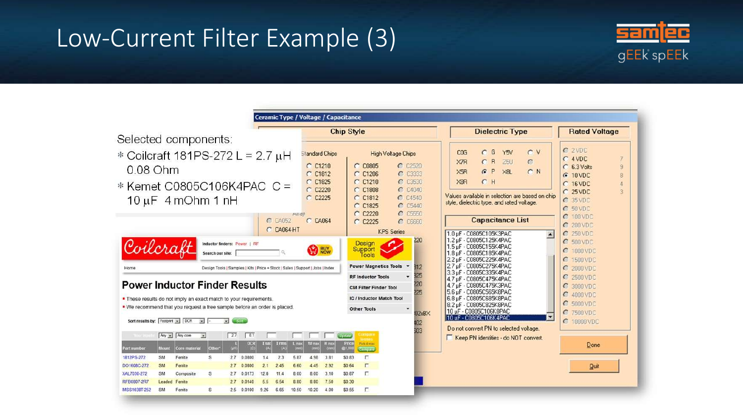# Low-Current Filter Example (3)

Selected components:

* Coilcraft 181PS-272 L = 2.7 µH 0.08 Ohm
* Kemet C0805C106K4PAC C = 10 µF 4 mOhm 1 nH

## Power Inductor Finder Results

- These results do not imply an exact match to your requirements.
- We recommend that you request a free sample before an order is placed.

| Part number | Mount | Core material | Other* | L (µH) | DCR (Ω) | I sat (A) | I rms (A) | L max (mm) | W max (mm) | H max (mm) | Price @1,000 |
|---|---|---|---|---|---|---|---|---|---|---|---|
| 1812PS-272 | SM | Ferrite | S | 2.7 | 0.0800 | 1.4 | 2.3 | 5.87 | 4.98 | 3.81 | $0.83 |
| DO1608C-272 | SM | Ferrite | | 2.7 | 0.0800 | 2.1 | 2.45 | 6.60 | 4.45 | 2.92 | $0.64 |
| XAL7030-272 | SM | Composite | S | 2.7 | 0.0173 | 12.8 | 11.4 | 8.00 | 8.00 | 3.10 | $0.87 |
| RFB0807-2R7 | Leaded | Ferrite | | 2.7 | 0.0140 | 5.5 | 6.54 | 8.80 | 8.80 | 7.50 | $0.30 |
| MSS1038T-252 | SM | Ferrite | S | 2.5 | 0.0100 | 9.26 | 6.65 | 10.50 | 10.20 | 4.00 | $0.55 |

## Ceramic Type / Voltage / Capacitance

Dielectric Type: P X8L (selected)

Rated Voltage: 10 VDC (selected)

Capacitance List:

- 1.0 µF - C0805C105K3PAC
- 1.2 µF - C0805C125K4PAC
- 1.5 µF - C0805C155K4PAC
- 1.8 µF - C0805C185K4PAC
- 2.2 µF - C0805C225K4PAC
- 2.7 µF - C0805C275K4PAC
- 3.3 µF - C0805C335K4PAC
- 4.7 µF - C0805C475K4PAC
- 4.7 µF - C0805C475K3PAC
- 5.6 µF - C0805C565K8PAC
- 6.8 µF - C0805C685K8PAC
- 8.2 µF - C0805C825K8PAC
- 10 µF - C0805C106K8PAC
- 10 µF - C0805C106K4PAC (selected)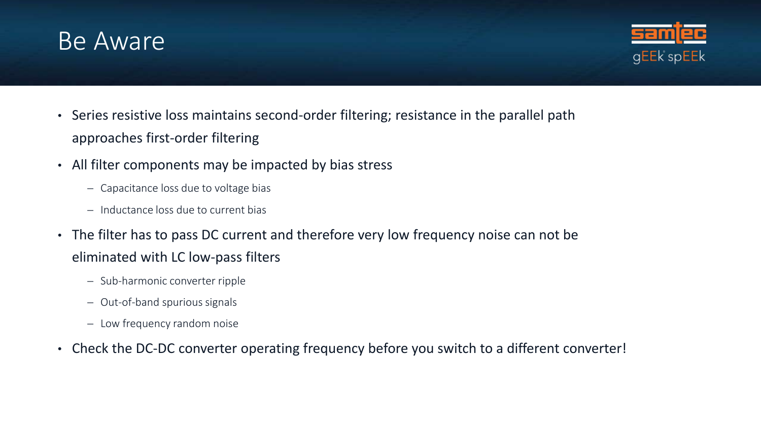# Be Aware

- Series resistive loss maintains second-order filtering; resistance in the parallel path approaches first-order filtering
- All filter components may be impacted by bias stress
  - Capacitance loss due to voltage bias
  - Inductance loss due to current bias
- The filter has to pass DC current and therefore very low frequency noise can not be eliminated with LC low-pass filters
  - Sub-harmonic converter ripple
  - Out-of-band spurious signals
  - Low frequency random noise
- Check the DC-DC converter operating frequency before you switch to a different converter!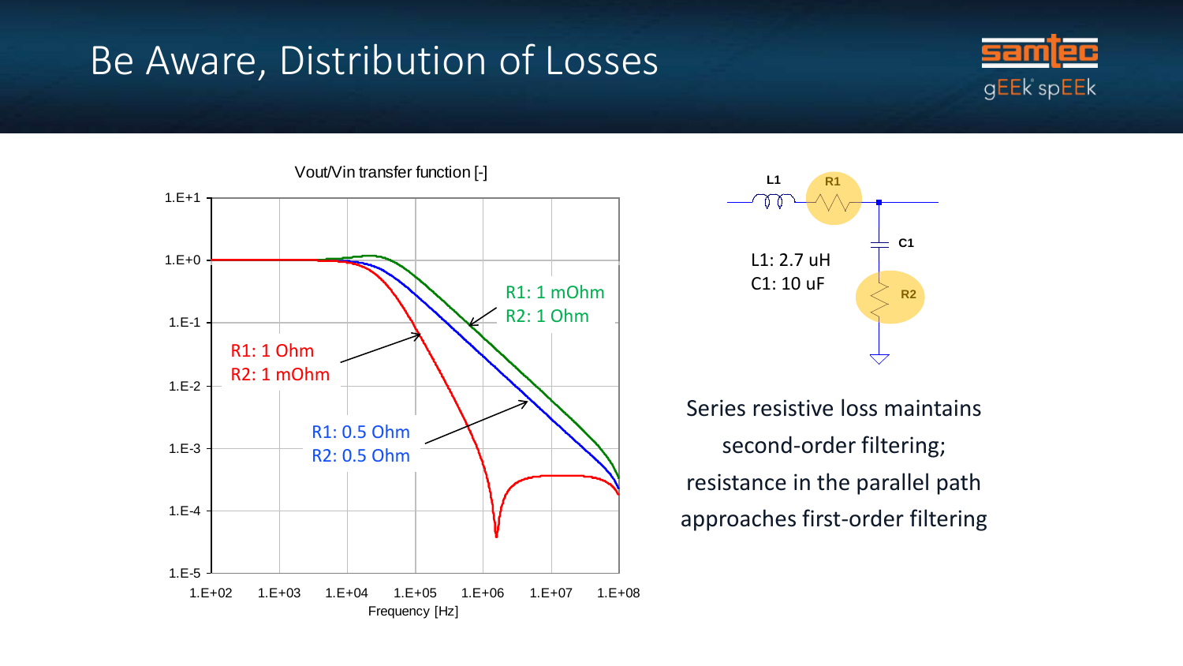# Be Aware, Distribution of Losses

Vout/Vin transfer function [-]

- R1: 1 mOhm, R2: 1 Ohm
- R1: 1 Ohm, R2: 1 mOhm
- R1: 0.5 Ohm, R2: 0.5 Ohm

Frequency [Hz]

L1: 2.7 uH
C1: 10 uF

Series resistive loss maintains second-order filtering; resistance in the parallel path approaches first-order filtering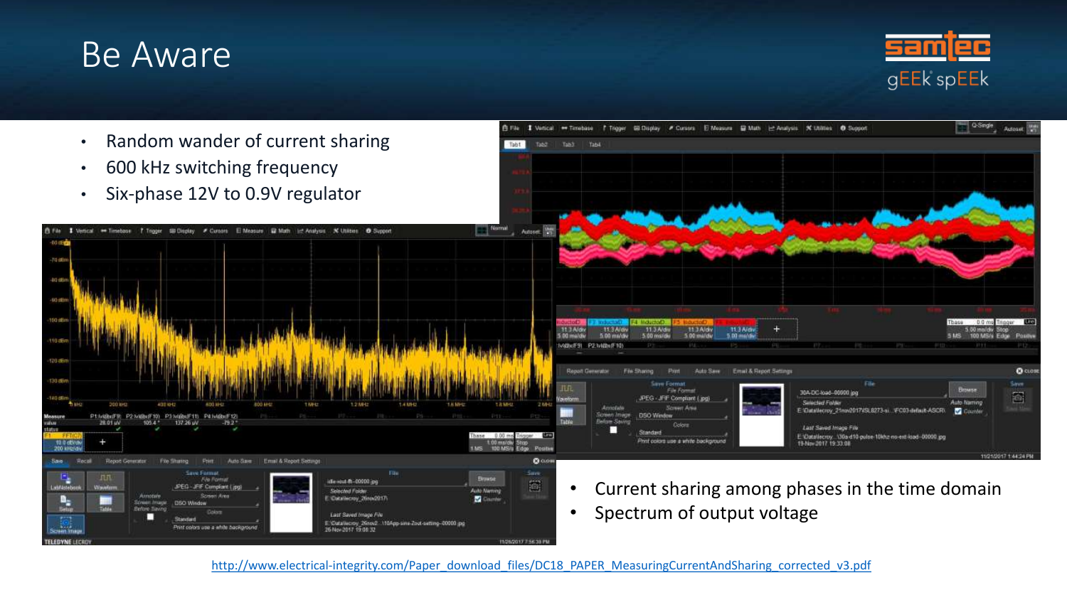# Be Aware

- Random wander of current sharing
- 600 kHz switching frequency
- Six-phase 12V to 0.9V regulator

- Current sharing among phases in the time domain
- Spectrum of output voltage

http://www.electrical-integrity.com/Paper_download_files/DC18_PAPER_MeasuringCurrentAndSharing_corrected_v3.pdf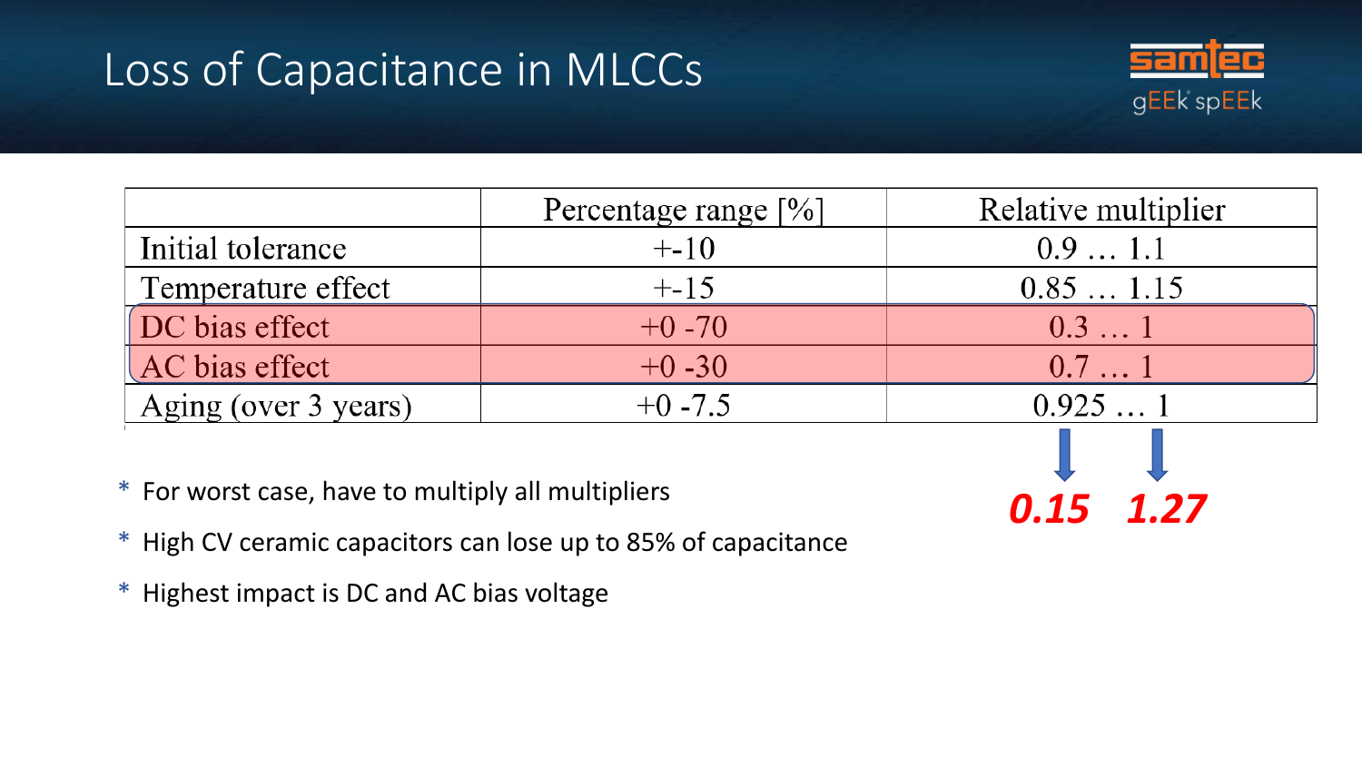# Loss of Capacitance in MLCCs

| | Percentage range [%] | Relative multiplier |
|---|---|---|
| Initial tolerance | +-10 | 0.9 … 1.1 |
| Temperature effect | +-15 | 0.85 … 1.15 |
| DC bias effect | +0 -70 | 0.3 … 1 |
| AC bias effect | +0 -30 | 0.7 … 1 |
| Aging (over 3 years) | +0 -7.5 | 0.925 … 1 |
| | | ***0.15*** ***1.27*** |

* For worst case, have to multiply all multipliers
* High CV ceramic capacitors can lose up to 85% of capacitance
* Highest impact is DC and AC bias voltage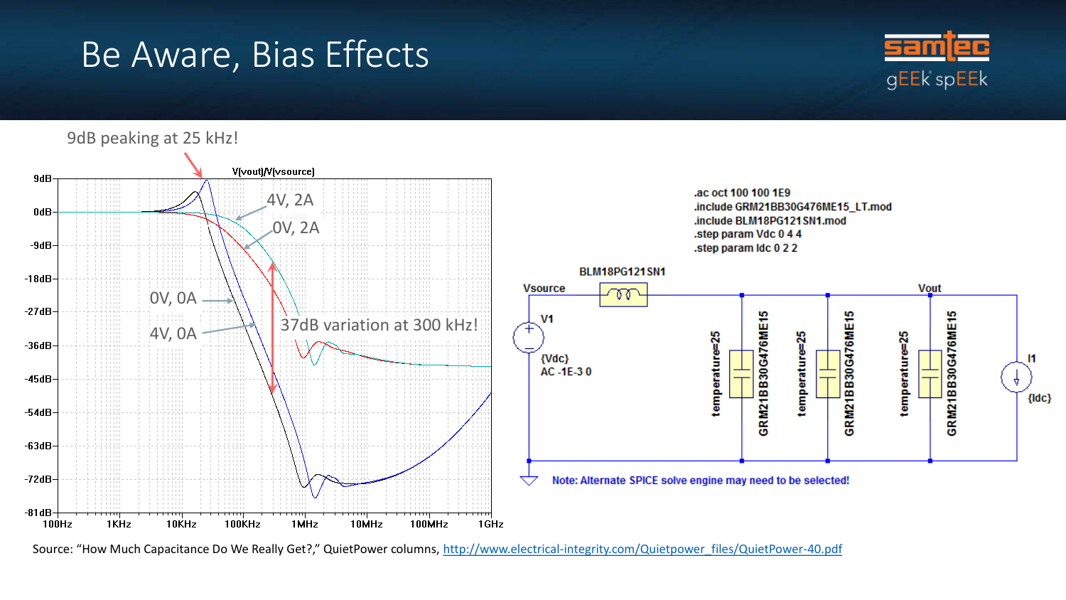# Be Aware, Bias Effects

9dB peaking at 25 kHz!

V(vout)/V(vsource)

4V, 2A

0V, 2A

0V, 0A

4V, 0A

37dB variation at 300 kHz!

```
.ac oct 100 100 1E9
.include GRM21BB30G476ME15_LT.mod
.include BLM18PG121SN1.mod
.step param Vdc 0 4 4
.step param Idc 0 2 2
```

BLM18PG121SN1

Vsource

Vout

V1

{Vdc}

AC -1E-3 0

temperature=25

GRM21BB30G476ME15

I1

{Idc}

Note: Alternate SPICE solve engine may need to be selected!

Source: "How Much Capacitance Do We Really Get?," QuietPower columns, http://www.electrical-integrity.com/Quietpower_files/QuietPower-40.pdf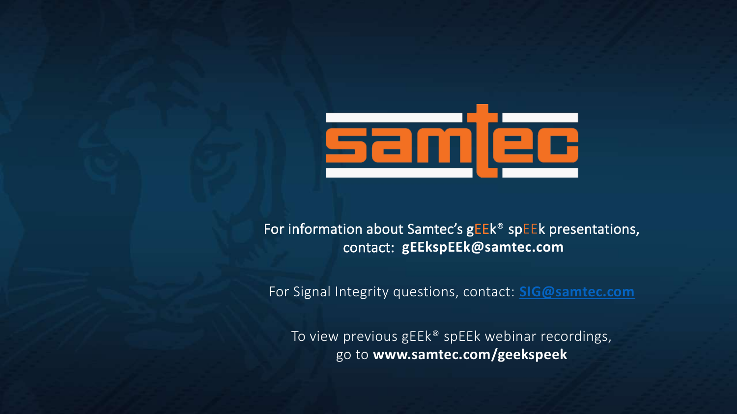samtec

For information about Samtec's gEEk® spEEk presentations, contact: **gEEkspEEk@samtec.com**

For Signal Integrity questions, contact: **SIG@samtec.com**

To view previous gEEk® spEEk webinar recordings, go to **www.samtec.com/geekspeek**